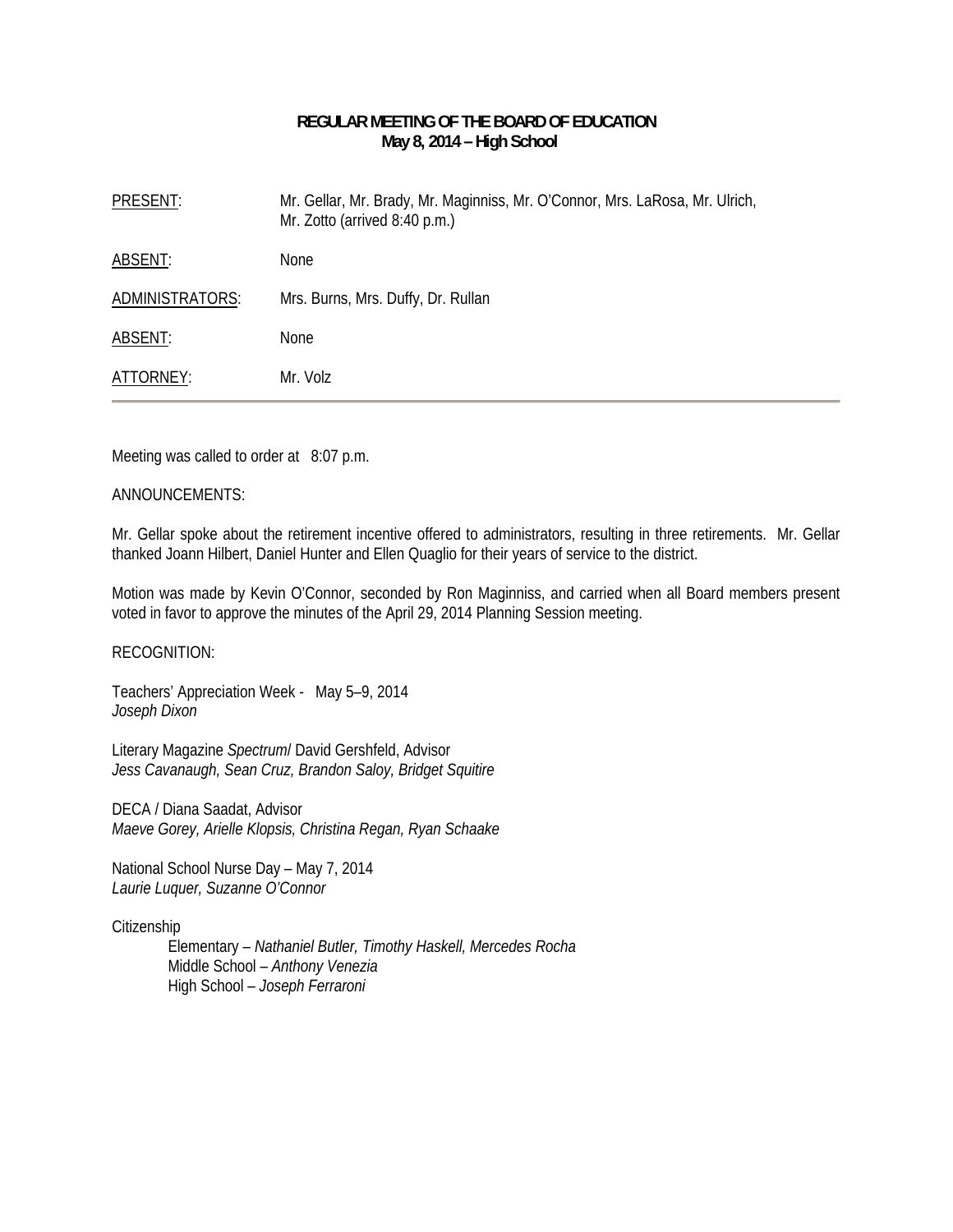# REGULAR MEETING OF THE BOARD OF EDUCATION
## May 8, 2014 – High School

| | |
|---|---|
| PRESENT: | Mr. Gellar, Mr. Brady, Mr. Maginniss, Mr. O'Connor, Mrs. LaRosa, Mr. Ulrich, Mr. Zotto (arrived 8:40 p.m.) |
| ABSENT: | None |
| ADMINISTRATORS: | Mrs. Burns, Mrs. Duffy, Dr. Rullan |
| ABSENT: | None |
| ATTORNEY: | Mr. Volz |

Meeting was called to order at 8:07 p.m.

ANNOUNCEMENTS:

Mr. Gellar spoke about the retirement incentive offered to administrators, resulting in three retirements. Mr. Gellar thanked Joann Hilbert, Daniel Hunter and Ellen Quaglio for their years of service to the district.

Motion was made by Kevin O'Connor, seconded by Ron Maginniss, and carried when all Board members present voted in favor to approve the minutes of the April 29, 2014 Planning Session meeting.

RECOGNITION:

Teachers' Appreciation Week - May 5–9, 2014
*Joseph Dixon*

Literary Magazine *Spectrum*/ David Gershfeld, Advisor
*Jess Cavanaugh, Sean Cruz, Brandon Saloy, Bridget Squitire*

DECA / Diana Saadat, Advisor
*Maeve Gorey, Arielle Klopsis, Christina Regan, Ryan Schaake*

National School Nurse Day – May 7, 2014
*Laurie Luquer, Suzanne O'Connor*

Citizenship
- Elementary – *Nathaniel Butler, Timothy Haskell, Mercedes Rocha*
- Middle School – *Anthony Venezia*
- High School – *Joseph Ferraroni*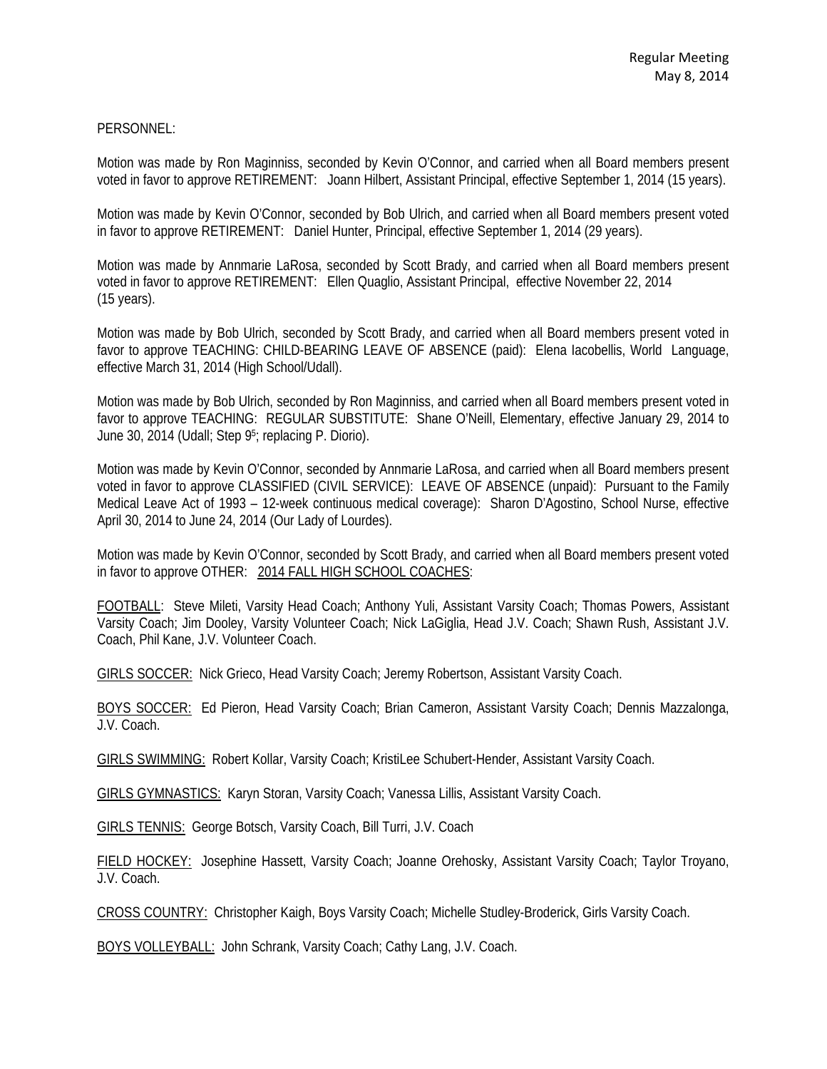PERSONNEL:

Motion was made by Ron Maginniss, seconded by Kevin O'Connor, and carried when all Board members present voted in favor to approve RETIREMENT: Joann Hilbert, Assistant Principal, effective September 1, 2014 (15 years).

Motion was made by Kevin O'Connor, seconded by Bob Ulrich, and carried when all Board members present voted in favor to approve RETIREMENT: Daniel Hunter, Principal, effective September 1, 2014 (29 years).

Motion was made by Annmarie LaRosa, seconded by Scott Brady, and carried when all Board members present voted in favor to approve RETIREMENT: Ellen Quaglio, Assistant Principal, effective November 22, 2014 (15 years).

Motion was made by Bob Ulrich, seconded by Scott Brady, and carried when all Board members present voted in favor to approve TEACHING: CHILD-BEARING LEAVE OF ABSENCE (paid): Elena Iacobellis, World Language, effective March 31, 2014 (High School/Udall).

Motion was made by Bob Ulrich, seconded by Ron Maginniss, and carried when all Board members present voted in favor to approve TEACHING: REGULAR SUBSTITUTE: Shane O'Neill, Elementary, effective January 29, 2014 to June 30, 2014 (Udall; Step 9[5]; replacing P. Diorio).

Motion was made by Kevin O'Connor, seconded by Annmarie LaRosa, and carried when all Board members present voted in favor to approve CLASSIFIED (CIVIL SERVICE): LEAVE OF ABSENCE (unpaid): Pursuant to the Family Medical Leave Act of 1993 – 12-week continuous medical coverage): Sharon D'Agostino, School Nurse, effective April 30, 2014 to June 24, 2014 (Our Lady of Lourdes).

Motion was made by Kevin O'Connor, seconded by Scott Brady, and carried when all Board members present voted in favor to approve OTHER: 2014 FALL HIGH SCHOOL COACHES:

FOOTBALL: Steve Mileti, Varsity Head Coach; Anthony Yuli, Assistant Varsity Coach; Thomas Powers, Assistant Varsity Coach; Jim Dooley, Varsity Volunteer Coach; Nick LaGiglia, Head J.V. Coach; Shawn Rush, Assistant J.V. Coach, Phil Kane, J.V. Volunteer Coach.

GIRLS SOCCER: Nick Grieco, Head Varsity Coach; Jeremy Robertson, Assistant Varsity Coach.

BOYS SOCCER: Ed Pieron, Head Varsity Coach; Brian Cameron, Assistant Varsity Coach; Dennis Mazzalonga, J.V. Coach.

GIRLS SWIMMING: Robert Kollar, Varsity Coach; KristiLee Schubert-Hender, Assistant Varsity Coach.

GIRLS GYMNASTICS: Karyn Storan, Varsity Coach; Vanessa Lillis, Assistant Varsity Coach.

GIRLS TENNIS: George Botsch, Varsity Coach, Bill Turri, J.V. Coach

FIELD HOCKEY: Josephine Hassett, Varsity Coach; Joanne Orehosky, Assistant Varsity Coach; Taylor Troyano, J.V. Coach.

CROSS COUNTRY: Christopher Kaigh, Boys Varsity Coach; Michelle Studley-Broderick, Girls Varsity Coach.

BOYS VOLLEYBALL: John Schrank, Varsity Coach; Cathy Lang, J.V. Coach.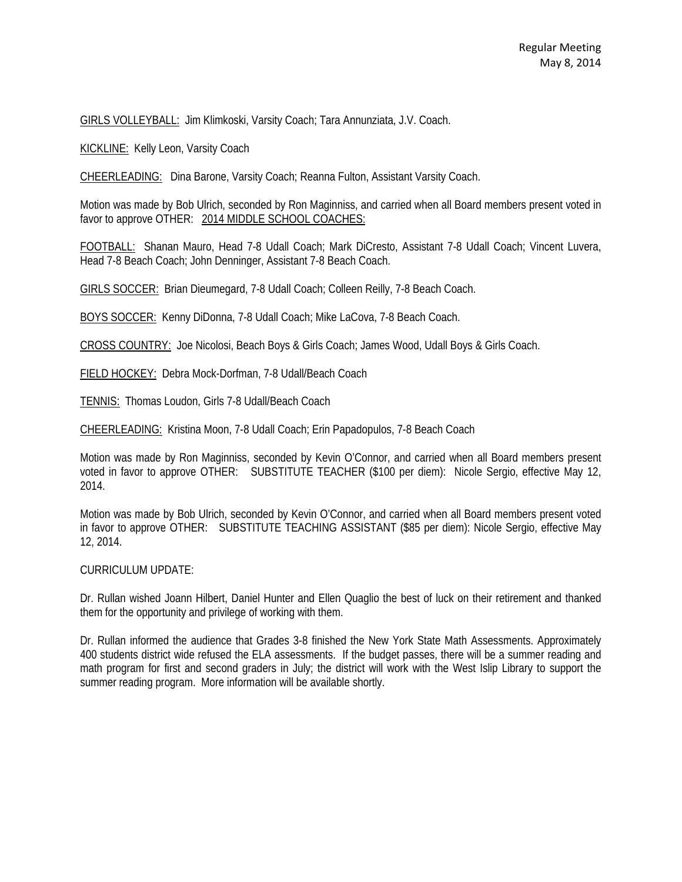GIRLS VOLLEYBALL: Jim Klimkoski, Varsity Coach; Tara Annunziata, J.V. Coach.

KICKLINE: Kelly Leon, Varsity Coach

CHEERLEADING: Dina Barone, Varsity Coach; Reanna Fulton, Assistant Varsity Coach.

Motion was made by Bob Ulrich, seconded by Ron Maginniss, and carried when all Board members present voted in favor to approve OTHER: 2014 MIDDLE SCHOOL COACHES:

FOOTBALL: Shanan Mauro, Head 7-8 Udall Coach; Mark DiCresto, Assistant 7-8 Udall Coach; Vincent Luvera, Head 7-8 Beach Coach; John Denninger, Assistant 7-8 Beach Coach.

GIRLS SOCCER: Brian Dieumegard, 7-8 Udall Coach; Colleen Reilly, 7-8 Beach Coach.

BOYS SOCCER: Kenny DiDonna, 7-8 Udall Coach; Mike LaCova, 7-8 Beach Coach.

CROSS COUNTRY: Joe Nicolosi, Beach Boys & Girls Coach; James Wood, Udall Boys & Girls Coach.

FIELD HOCKEY: Debra Mock-Dorfman, 7-8 Udall/Beach Coach

TENNIS: Thomas Loudon, Girls 7-8 Udall/Beach Coach

CHEERLEADING: Kristina Moon, 7-8 Udall Coach; Erin Papadopulos, 7-8 Beach Coach

Motion was made by Ron Maginniss, seconded by Kevin O'Connor, and carried when all Board members present voted in favor to approve OTHER: SUBSTITUTE TEACHER ($100 per diem): Nicole Sergio, effective May 12, 2014.

Motion was made by Bob Ulrich, seconded by Kevin O'Connor, and carried when all Board members present voted in favor to approve OTHER: SUBSTITUTE TEACHING ASSISTANT ($85 per diem): Nicole Sergio, effective May 12, 2014.

CURRICULUM UPDATE:

Dr. Rullan wished Joann Hilbert, Daniel Hunter and Ellen Quaglio the best of luck on their retirement and thanked them for the opportunity and privilege of working with them.

Dr. Rullan informed the audience that Grades 3-8 finished the New York State Math Assessments. Approximately 400 students district wide refused the ELA assessments. If the budget passes, there will be a summer reading and math program for first and second graders in July; the district will work with the West Islip Library to support the summer reading program. More information will be available shortly.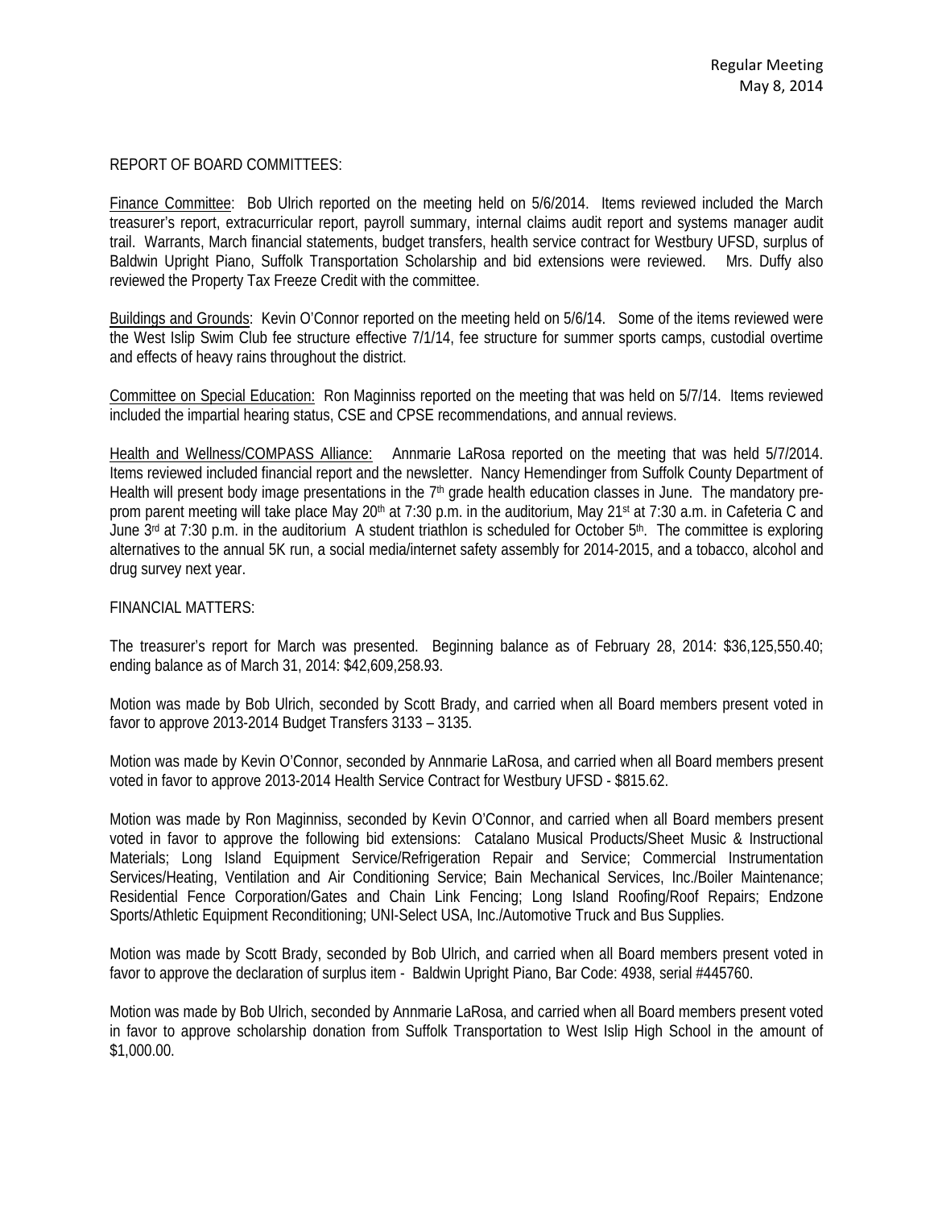REPORT OF BOARD COMMITTEES:

Finance Committee: Bob Ulrich reported on the meeting held on 5/6/2014. Items reviewed included the March treasurer's report, extracurricular report, payroll summary, internal claims audit report and systems manager audit trail. Warrants, March financial statements, budget transfers, health service contract for Westbury UFSD, surplus of Baldwin Upright Piano, Suffolk Transportation Scholarship and bid extensions were reviewed. Mrs. Duffy also reviewed the Property Tax Freeze Credit with the committee.

Buildings and Grounds: Kevin O'Connor reported on the meeting held on 5/6/14. Some of the items reviewed were the West Islip Swim Club fee structure effective 7/1/14, fee structure for summer sports camps, custodial overtime and effects of heavy rains throughout the district.

Committee on Special Education: Ron Maginniss reported on the meeting that was held on 5/7/14. Items reviewed included the impartial hearing status, CSE and CPSE recommendations, and annual reviews.

Health and Wellness/COMPASS Alliance: Annmarie LaRosa reported on the meeting that was held 5/7/2014. Items reviewed included financial report and the newsletter. Nancy Hemendinger from Suffolk County Department of Health will present body image presentations in the 7th grade health education classes in June. The mandatory pre-prom parent meeting will take place May 20th at 7:30 p.m. in the auditorium, May 21st at 7:30 a.m. in Cafeteria C and June 3rd at 7:30 p.m. in the auditorium A student triathlon is scheduled for October 5th. The committee is exploring alternatives to the annual 5K run, a social media/internet safety assembly for 2014-2015, and a tobacco, alcohol and drug survey next year.

FINANCIAL MATTERS:

The treasurer's report for March was presented. Beginning balance as of February 28, 2014: $36,125,550.40; ending balance as of March 31, 2014: $42,609,258.93.

Motion was made by Bob Ulrich, seconded by Scott Brady, and carried when all Board members present voted in favor to approve 2013-2014 Budget Transfers 3133 – 3135.

Motion was made by Kevin O'Connor, seconded by Annmarie LaRosa, and carried when all Board members present voted in favor to approve 2013-2014 Health Service Contract for Westbury UFSD - $815.62.

Motion was made by Ron Maginniss, seconded by Kevin O'Connor, and carried when all Board members present voted in favor to approve the following bid extensions: Catalano Musical Products/Sheet Music & Instructional Materials; Long Island Equipment Service/Refrigeration Repair and Service; Commercial Instrumentation Services/Heating, Ventilation and Air Conditioning Service; Bain Mechanical Services, Inc./Boiler Maintenance; Residential Fence Corporation/Gates and Chain Link Fencing; Long Island Roofing/Roof Repairs; Endzone Sports/Athletic Equipment Reconditioning; UNI-Select USA, Inc./Automotive Truck and Bus Supplies.

Motion was made by Scott Brady, seconded by Bob Ulrich, and carried when all Board members present voted in favor to approve the declaration of surplus item - Baldwin Upright Piano, Bar Code: 4938, serial #445760.

Motion was made by Bob Ulrich, seconded by Annmarie LaRosa, and carried when all Board members present voted in favor to approve scholarship donation from Suffolk Transportation to West Islip High School in the amount of $1,000.00.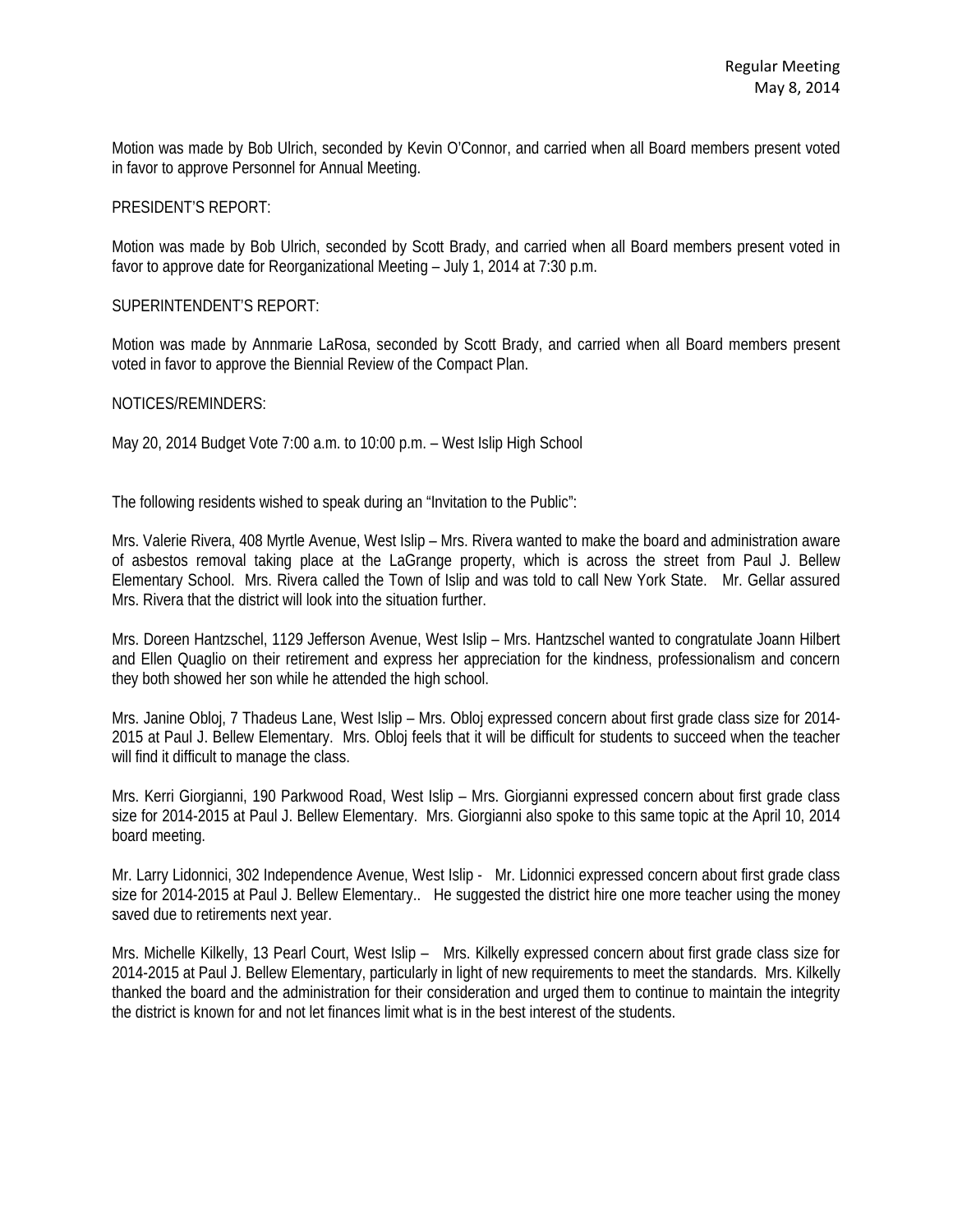Motion was made by Bob Ulrich, seconded by Kevin O'Connor, and carried when all Board members present voted in favor to approve Personnel for Annual Meeting.

PRESIDENT'S REPORT:

Motion was made by Bob Ulrich, seconded by Scott Brady, and carried when all Board members present voted in favor to approve date for Reorganizational Meeting – July 1, 2014 at 7:30 p.m.

SUPERINTENDENT'S REPORT:

Motion was made by Annmarie LaRosa, seconded by Scott Brady, and carried when all Board members present voted in favor to approve the Biennial Review of the Compact Plan.

NOTICES/REMINDERS:

May 20, 2014 Budget Vote 7:00 a.m. to 10:00 p.m. – West Islip High School

The following residents wished to speak during an "Invitation to the Public":

Mrs. Valerie Rivera, 408 Myrtle Avenue, West Islip – Mrs. Rivera wanted to make the board and administration aware of asbestos removal taking place at the LaGrange property, which is across the street from Paul J. Bellew Elementary School. Mrs. Rivera called the Town of Islip and was told to call New York State. Mr. Gellar assured Mrs. Rivera that the district will look into the situation further.

Mrs. Doreen Hantzschel, 1129 Jefferson Avenue, West Islip – Mrs. Hantzschel wanted to congratulate Joann Hilbert and Ellen Quaglio on their retirement and express her appreciation for the kindness, professionalism and concern they both showed her son while he attended the high school.

Mrs. Janine Obloj, 7 Thadeus Lane, West Islip – Mrs. Obloj expressed concern about first grade class size for 2014-2015 at Paul J. Bellew Elementary. Mrs. Obloj feels that it will be difficult for students to succeed when the teacher will find it difficult to manage the class.

Mrs. Kerri Giorgianni, 190 Parkwood Road, West Islip – Mrs. Giorgianni expressed concern about first grade class size for 2014-2015 at Paul J. Bellew Elementary. Mrs. Giorgianni also spoke to this same topic at the April 10, 2014 board meeting.

Mr. Larry Lidonnici, 302 Independence Avenue, West Islip - Mr. Lidonnici expressed concern about first grade class size for 2014-2015 at Paul J. Bellew Elementary.. He suggested the district hire one more teacher using the money saved due to retirements next year.

Mrs. Michelle Kilkelly, 13 Pearl Court, West Islip – Mrs. Kilkelly expressed concern about first grade class size for 2014-2015 at Paul J. Bellew Elementary, particularly in light of new requirements to meet the standards. Mrs. Kilkelly thanked the board and the administration for their consideration and urged them to continue to maintain the integrity the district is known for and not let finances limit what is in the best interest of the students.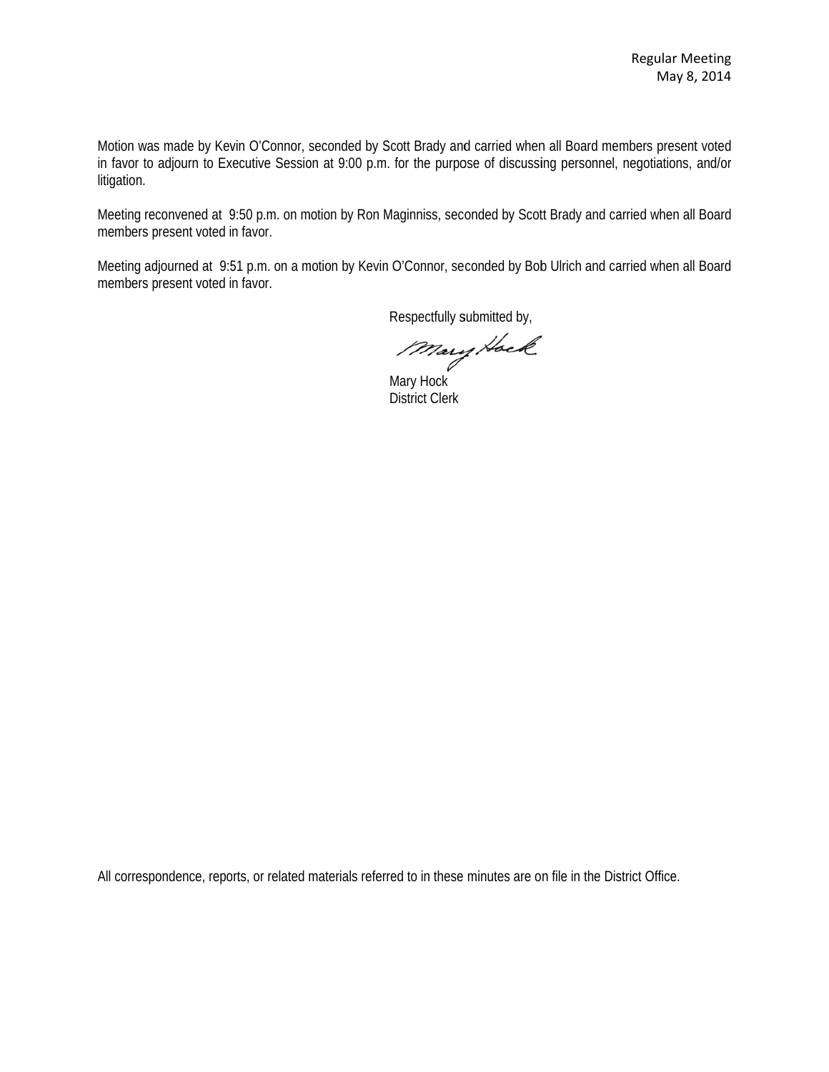Motion was made by Kevin O'Connor, seconded by Scott Brady and carried when all Board members present voted in favor to adjourn to Executive Session at 9:00 p.m. for the purpose of discussing personnel, negotiations, and/or litigation.

Meeting reconvened at 9:50 p.m. on motion by Ron Maginniss, seconded by Scott Brady and carried when all Board members present voted in favor.

Meeting adjourned at 9:51 p.m. on a motion by Kevin O'Connor, seconded by Bob Ulrich and carried when all Board members present voted in favor.

Respectfully submitted by,

Mary Hock
District Clerk

All correspondence, reports, or related materials referred to in these minutes are on file in the District Office.